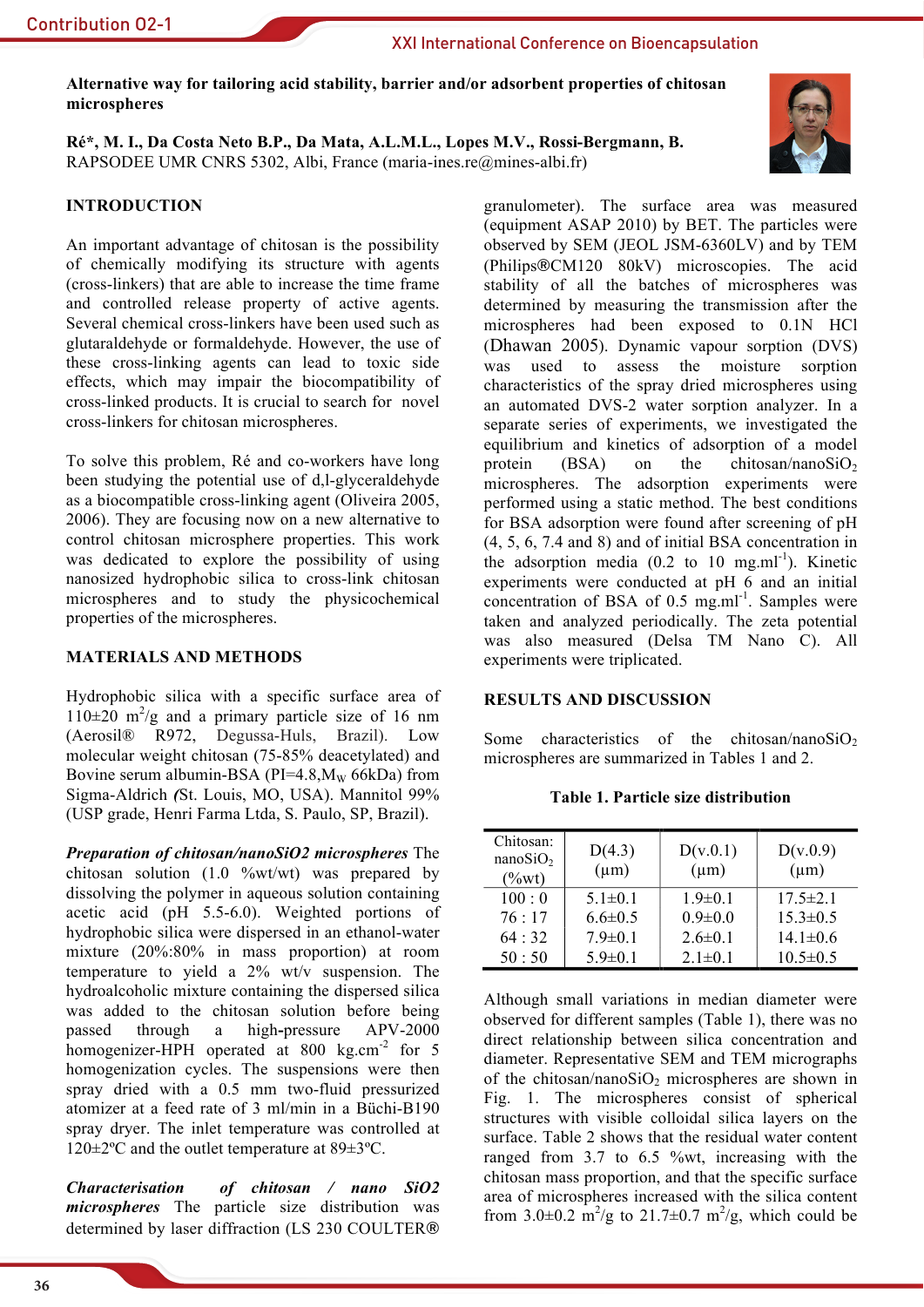# Alternative way for tailoring acid stability, barrier and/or adsorbent properties of chitosan microspheres

**Ré\*, M. I., Da Costa Neto B.P., Da Mata, A.L.M.L., Lopes M.V., Rossi-Bergmann, B.**
RAPSODEE UMR CNRS 5302, Albi, France (maria-ines.re@mines-albi.fr)

## INTRODUCTION

An important advantage of chitosan is the possibility of chemically modifying its structure with agents (cross-linkers) that are able to increase the time frame and controlled release property of active agents. Several chemical cross-linkers have been used such as glutaraldehyde or formaldehyde. However, the use of these cross-linking agents can lead to toxic side effects, which may impair the biocompatibility of cross-linked products. It is crucial to search for novel cross-linkers for chitosan microspheres.

To solve this problem, Ré and co-workers have long been studying the potential use of d,l-glyceraldehyde as a biocompatible cross-linking agent (Oliveira 2005, 2006). They are focusing now on a new alternative to control chitosan microsphere properties. This work was dedicated to explore the possibility of using nanosized hydrophobic silica to cross-link chitosan microspheres and to study the physicochemical properties of the microspheres.

## MATERIALS AND METHODS

Hydrophobic silica with a specific surface area of 110±20 $m^2$/g and a primary particle size of 16 nm (Aerosil® R972, Degussa-Huls, Brazil). Low molecular weight chitosan (75-85% deacetylated) and Bovine serum albumin-BSA (PI=4.8,$M_W$ 66kDa) from Sigma-Aldrich (St. Louis, MO, USA). Mannitol 99% (USP grade, Henri Farma Ltda, S. Paulo, SP, Brazil).

***Preparation of chitosan/nanoSiO2 microspheres*** The chitosan solution (1.0 %wt/wt) was prepared by dissolving the polymer in aqueous solution containing acetic acid (pH 5.5-6.0). Weighted portions of hydrophobic silica were dispersed in an ethanol-water mixture (20%:80% in mass proportion) at room temperature to yield a 2% wt/v suspension. The hydroalcoholic mixture containing the dispersed silica was added to the chitosan solution before being passed through a high-pressure APV-2000 homogenizer-HPH operated at 800 kg.$cm^{-2}$ for 5 homogenization cycles. The suspensions were then spray dried with a 0.5 mm two-fluid pressurized atomizer at a feed rate of 3 ml/min in a Büchi-B190 spray dryer. The inlet temperature was controlled at 120±2ºC and the outlet temperature at 89±3ºC.

***Characterisation of chitosan / nano SiO2 microspheres*** The particle size distribution was determined by laser diffraction (LS 230 COULTER® granulometer). The surface area was measured (equipment ASAP 2010) by BET. The particles were observed by SEM (JEOL JSM-6360LV) and by TEM (Philips®CM120 80kV) microscopies. The acid stability of all the batches of microspheres was determined by measuring the transmission after the microspheres had been exposed to 0.1N HCl (Dhawan 2005). Dynamic vapour sorption (DVS) was used to assess the moisture sorption characteristics of the spray dried microspheres using an automated DVS-2 water sorption analyzer. In a separate series of experiments, we investigated the equilibrium and kinetics of adsorption of a model protein (BSA) on the chitosan/nano$SiO_2$ microspheres. The adsorption experiments were performed using a static method. The best conditions for BSA adsorption were found after screening of pH (4, 5, 6, 7.4 and 8) and of initial BSA concentration in the adsorption media (0.2 to 10 mg.$ml^{-1}$). Kinetic experiments were conducted at pH 6 and an initial concentration of BSA of 0.5 mg.$ml^{-1}$. Samples were taken and analyzed periodically. The zeta potential was also measured (Delsa TM Nano C). All experiments were triplicated.

## RESULTS AND DISCUSSION

Some characteristics of the chitosan/nano$SiO_2$ microspheres are summarized in Tables 1 and 2.

**Table 1. Particle size distribution**

| Chitosan: nano$SiO_2$ (%wt) | D(4.3) (µm) | D(v.0.1) (µm) | D(v.0.9) (µm) |
|---|---|---|---|
| 100 : 0 | 5.1±0.1 | 1.9±0.1 | 17.5±2.1 |
| 76 : 17 | 6.6±0.5 | 0.9±0.0 | 15.3±0.5 |
| 64 : 32 | 7.9±0.1 | 2.6±0.1 | 14.1±0.6 |
| 50 : 50 | 5.9±0.1 | 2.1±0.1 | 10.5±0.5 |

Although small variations in median diameter were observed for different samples (Table 1), there was no direct relationship between silica concentration and diameter. Representative SEM and TEM micrographs of the chitosan/nano$SiO_2$ microspheres are shown in Fig. 1. The microspheres consist of spherical structures with visible colloidal silica layers on the surface. Table 2 shows that the residual water content ranged from 3.7 to 6.5 %wt, increasing with the chitosan mass proportion, and that the specific surface area of microspheres increased with the silica content from 3.0±0.2 $m^2$/g to 21.7±0.7 $m^2$/g, which could be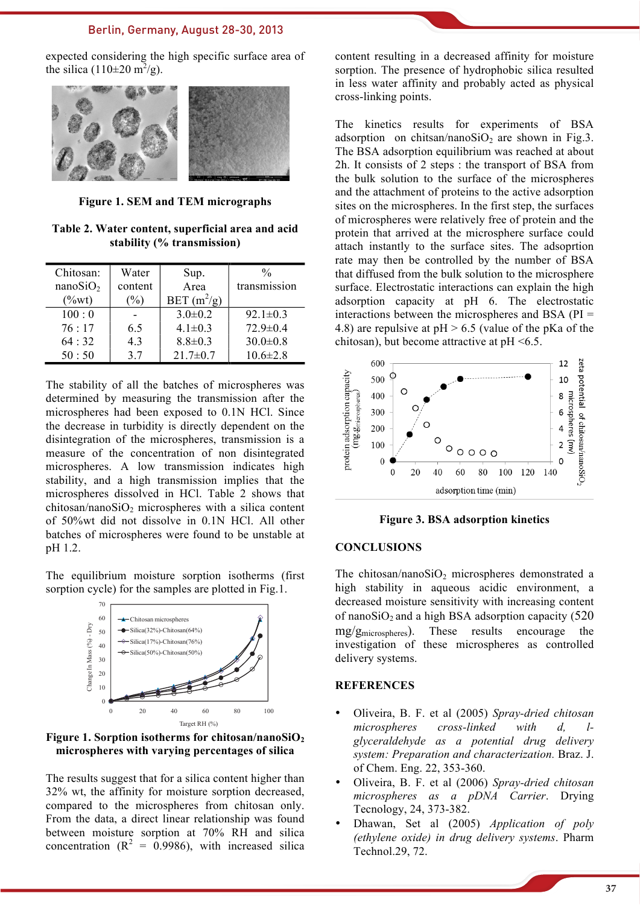expected considering the high specific surface area of the silica (110±20 $m^2$/g).

**Figure 1. SEM and TEM micrographs**

**Table 2. Water content, superficial area and acid stability (% transmission)**

| Chitosan: $nanoSiO_2$ (%wt) | Water content (%) | Sup. Area BET ($m^2$/g) | % transmission |
|---|---|---|---|
| 100 : 0 | - | 3.0±0.2 | 92.1±0.3 |
| 76 : 17 | 6.5 | 4.1±0.3 | 72.9±0.4 |
| 64 : 32 | 4.3 | 8.8±0.3 | 30.0±0.8 |
| 50 : 50 | 3.7 | 21.7±0.7 | 10.6±2.8 |

The stability of all the batches of microspheres was determined by measuring the transmission after the microspheres had been exposed to 0.1N HCl. Since the decrease in turbidity is directly dependent on the disintegration of the microspheres, transmission is a measure of the concentration of non disintegrated microspheres. A low transmission indicates high stability, and a high transmission implies that the microspheres dissolved in HCl. Table 2 shows that chitosan/$nanoSiO_2$ microspheres with a silica content of 50%wt did not dissolve in 0.1N HCl. All other batches of microspheres were found to be unstable at pH 1.2.

The equilibrium moisture sorption isotherms (first sorption cycle) for the samples are plotted in Fig.1.

Change In Mass (%) - Dry
Target RH (%)
Chitosan microspheres
Silica(32%)-Chitosan(64%)
Silica(17%)-Chitosan(76%)
Silica(50%)-Chitosan(50%)

**Figure 1. Sorption isotherms for chitosan/$nanoSiO_2$ microspheres with varying percentages of silica**

The results suggest that for a silica content higher than 32% wt, the affinity for moisture sorption decreased, compared to the microspheres from chitosan only. From the data, a direct linear relationship was found between moisture sorption at 70% RH and silica concentration ($R^2$ = 0.9986), with increased silica content resulting in a decreased affinity for moisture sorption. The presence of hydrophobic silica resulted in less water affinity and probably acted as physical cross-linking points.

The kinetics results for experiments of BSA adsorption on chitsan/$nanoSiO_2$ are shown in Fig.3. The BSA adsorption equilibrium was reached at about 2h. It consists of 2 steps : the transport of BSA from the bulk solution to the surface of the microspheres and the attachment of proteins to the active adsorption sites on the microspheres. In the first step, the surfaces of microspheres were relatively free of protein and the protein that arrived at the microsphere surface could attach instantly to the surface sites. The adsorption rate may then be controlled by the number of BSA that diffused from the bulk solution to the microsphere surface. Electrostatic interactions can explain the high adsorption capacity at pH 6. The electrostatic interactions between the microspheres and BSA (PI = 4.8) are repulsive at pH > 6.5 (value of the pKa of the chitosan), but become attractive at pH <6.5.

protein adsorption capacity (mg.$g_{microspheres}$)
adsorption time (min)
zeta potential of chitosan/$nanoSiO_2$ microspheres (mv)

**Figure 3. BSA adsorption kinetics**

## CONCLUSIONS

The chitosan/$nanoSiO_2$ microspheres demonstrated a high stability in aqueous acidic environment, a decreased moisture sensitivity with increasing content of $nanoSiO_2$ and a high BSA adsorption capacity (520 mg/$g_{microspheres}$). These results encourage the investigation of these microspheres as controlled delivery systems.

## REFERENCES

- Oliveira, B. F. et al (2005) *Spray-dried chitosan microspheres cross-linked with d, l-glyceraldehyde as a potential drug delivery system: Preparation and characterization.* Braz. J. of Chem. Eng. 22, 353-360.
- Oliveira, B. F. et al (2006) *Spray-dried chitosan microspheres as a pDNA Carrier*. Drying Tecnology, 24, 373-382.
- Dhawan, Set al (2005) *Application of poly (ethylene oxide) in drug delivery systems*. Pharm Technol.29, 72.